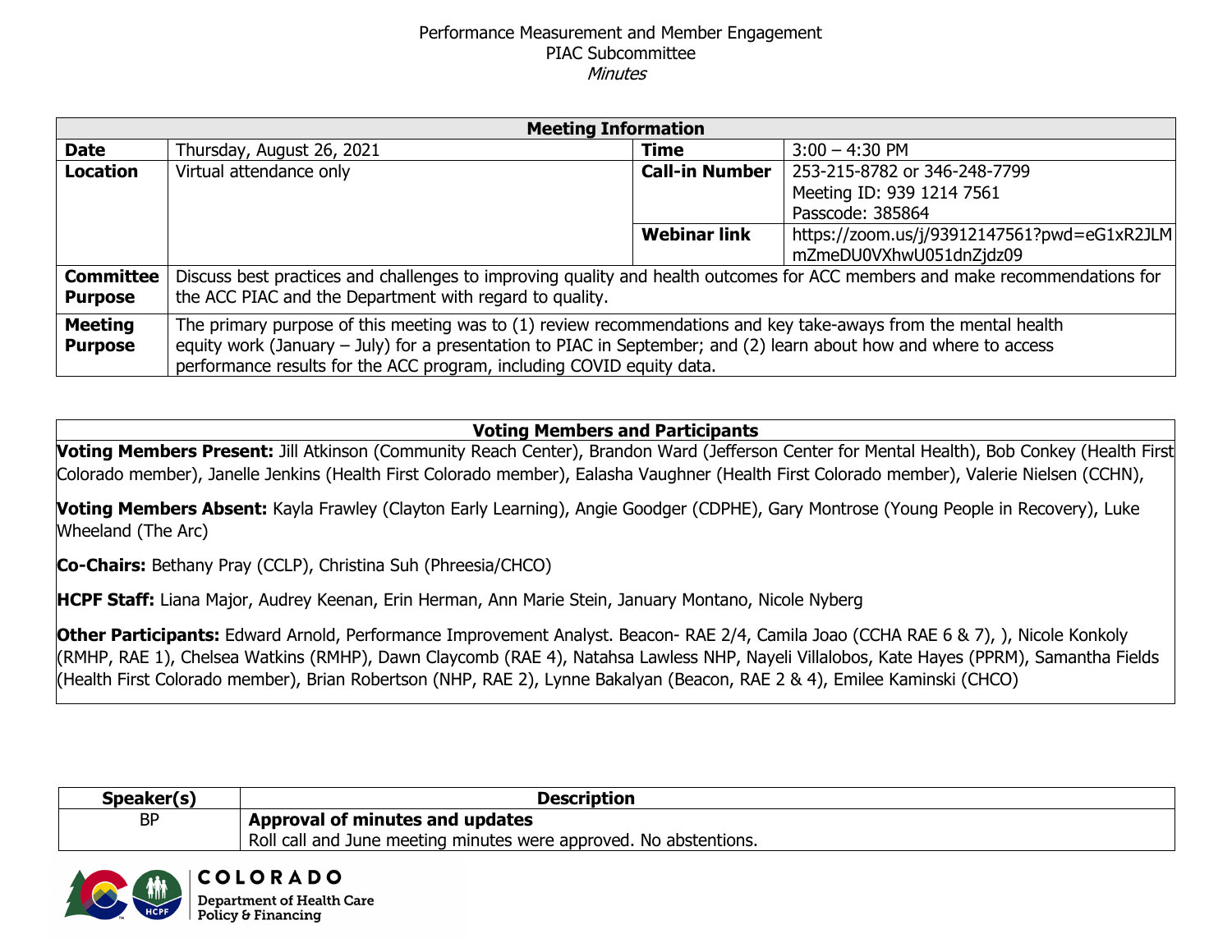Performance Measurement and Member Engagement
PIAC Subcommittee
*Minutes*

| Meeting Information | | | |
|---|---|---|---|
| **Date** | Thursday, August 26, 2021 | **Time** | 3:00 – 4:30 PM |
| **Location** | Virtual attendance only | **Call-in Number** | 253-215-8782 or 346-248-7799<br>Meeting ID: 939 1214 7561<br>Passcode: 385864 |
| | | **Webinar link** | https://zoom.us/j/93912147561?pwd=eG1xR2JLMmZmeDU0VXhwU051dnZjdz09 |
| **Committee Purpose** | Discuss best practices and challenges to improving quality and health outcomes for ACC members and make recommendations for the ACC PIAC and the Department with regard to quality. | | |
| **Meeting Purpose** | The primary purpose of this meeting was to (1) review recommendations and key take-aways from the mental health equity work (January – July) for a presentation to PIAC in September; and (2) learn about how and where to access performance results for the ACC program, including COVID equity data. | | |

**Voting Members and Participants**

**Voting Members Present:** Jill Atkinson (Community Reach Center), Brandon Ward (Jefferson Center for Mental Health), Bob Conkey (Health First Colorado member), Janelle Jenkins (Health First Colorado member), Ealasha Vaughner (Health First Colorado member), Valerie Nielsen (CCHN),

**Voting Members Absent:** Kayla Frawley (Clayton Early Learning), Angie Goodger (CDPHE), Gary Montrose (Young People in Recovery), Luke Wheeland (The Arc)

**Co-Chairs:** Bethany Pray (CCLP), Christina Suh (Phreesia/CHCO)

**HCPF Staff:** Liana Major, Audrey Keenan, Erin Herman, Ann Marie Stein, January Montano, Nicole Nyberg

**Other Participants:** Edward Arnold, Performance Improvement Analyst. Beacon- RAE 2/4, Camila Joao (CCHA RAE 6 & 7), ), Nicole Konkoly (RMHP, RAE 1), Chelsea Watkins (RMHP), Dawn Claycomb (RAE 4), Natahsa Lawless NHP, Nayeli Villalobos, Kate Hayes (PPRM), Samantha Fields (Health First Colorado member), Brian Robertson (NHP, RAE 2), Lynne Bakalyan (Beacon, RAE 2 & 4), Emilee Kaminski (CHCO)

| Speaker(s) | Description |
|---|---|
| BP | **Approval of minutes and updates**<br>Roll call and June meeting minutes were approved. No abstentions. |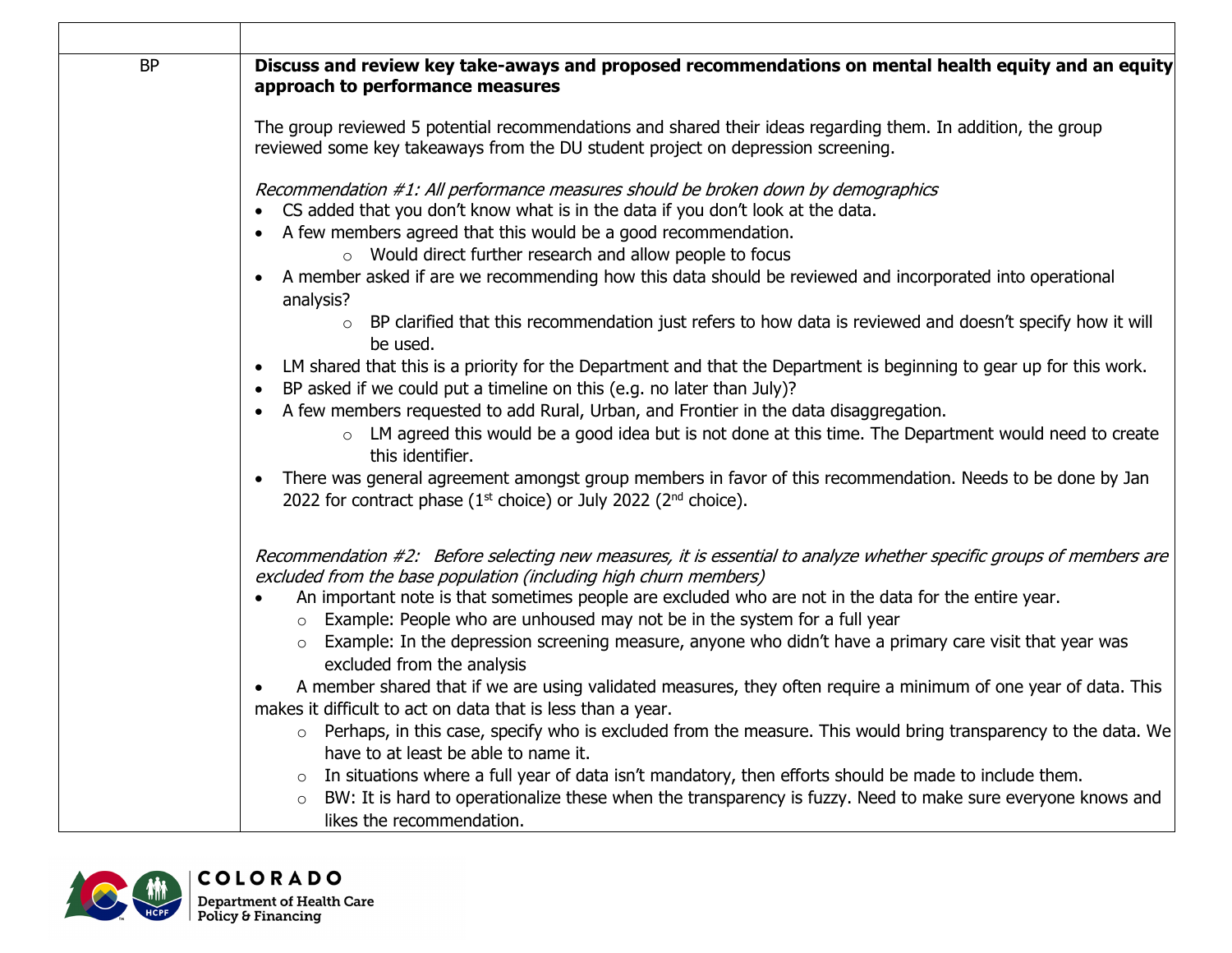| | |
|---|---|
| BP | **Discuss and review key take-aways and proposed recommendations on mental health equity and an equity approach to performance measures**<br><br>The group reviewed 5 potential recommendations and shared their ideas regarding them. In addition, the group reviewed some key takeaways from the DU student project on depression screening.<br><br>*Recommendation #1: All performance measures should be broken down by demographics*<br>• CS added that you don't know what is in the data if you don't look at the data.<br>• A few members agreed that this would be a good recommendation.<br>    ○ Would direct further research and allow people to focus<br>• A member asked if are we recommending how this data should be reviewed and incorporated into operational analysis?<br>    ○ BP clarified that this recommendation just refers to how data is reviewed and doesn't specify how it will be used.<br>• LM shared that this is a priority for the Department and that the Department is beginning to gear up for this work.<br>• BP asked if we could put a timeline on this (e.g. no later than July)?<br>• A few members requested to add Rural, Urban, and Frontier in the data disaggregation.<br>    ○ LM agreed this would be a good idea but is not done at this time. The Department would need to create this identifier.<br>• There was general agreement amongst group members in favor of this recommendation. Needs to be done by Jan 2022 for contract phase (1st choice) or July 2022 (2nd choice).<br><br>*Recommendation #2: Before selecting new measures, it is essential to analyze whether specific groups of members are excluded from the base population (including high churn members)*<br>• An important note is that sometimes people are excluded who are not in the data for the entire year.<br>    ○ Example: People who are unhoused may not be in the system for a full year<br>    ○ Example: In the depression screening measure, anyone who didn't have a primary care visit that year was excluded from the analysis<br>• A member shared that if we are using validated measures, they often require a minimum of one year of data. This makes it difficult to act on data that is less than a year.<br>    ○ Perhaps, in this case, specify who is excluded from the measure. This would bring transparency to the data. We have to at least be able to name it.<br>    ○ In situations where a full year of data isn't mandatory, then efforts should be made to include them.<br>    ○ BW: It is hard to operationalize these when the transparency is fuzzy. Need to make sure everyone knows and likes the recommendation. |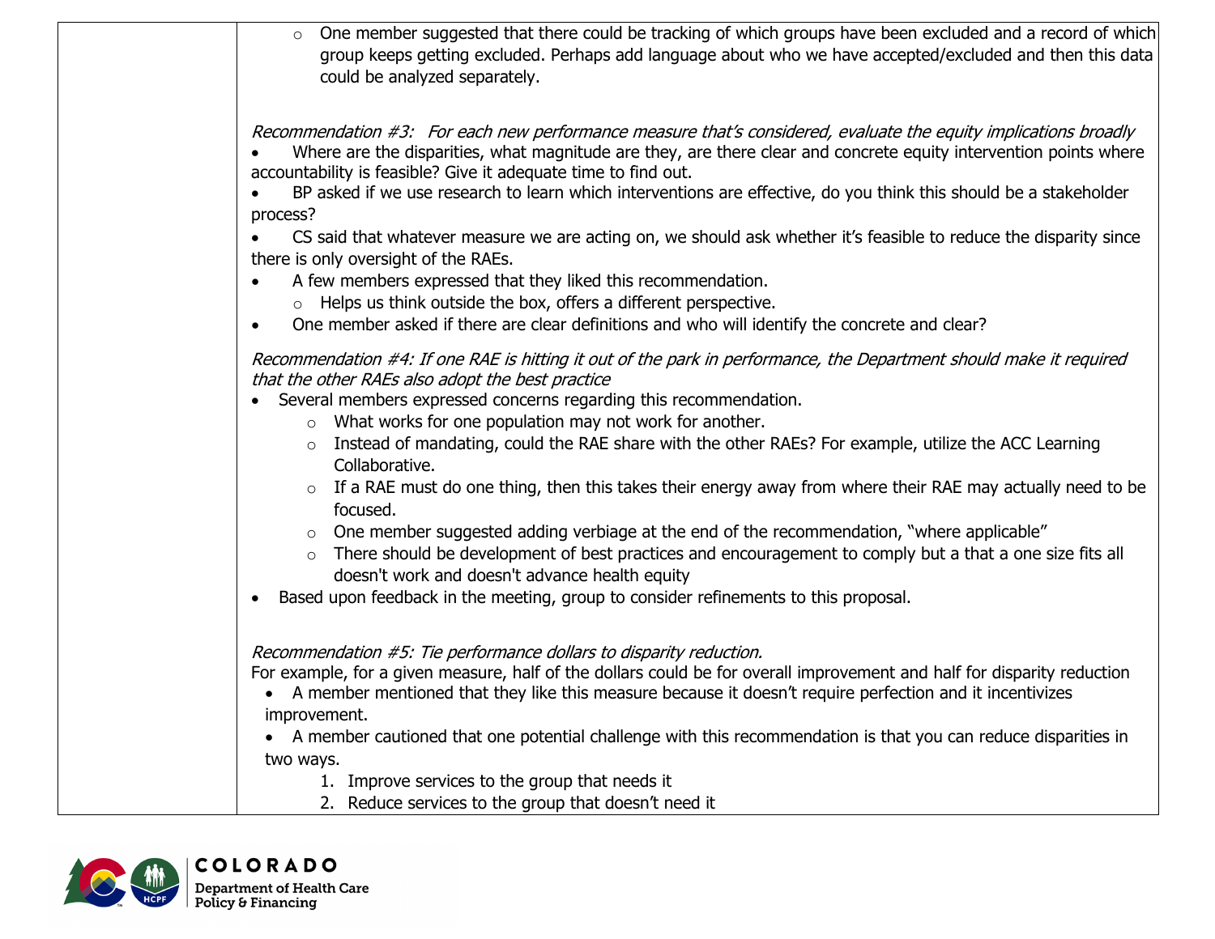- One member suggested that there could be tracking of which groups have been excluded and a record of which group keeps getting excluded. Perhaps add language about who we have accepted/excluded and then this data could be analyzed separately.

*Recommendation #3: For each new performance measure that's considered, evaluate the equity implications broadly*

- Where are the disparities, what magnitude are they, are there clear and concrete equity intervention points where accountability is feasible? Give it adequate time to find out.
- BP asked if we use research to learn which interventions are effective, do you think this should be a stakeholder process?
- CS said that whatever measure we are acting on, we should ask whether it's feasible to reduce the disparity since there is only oversight of the RAEs.
- A few members expressed that they liked this recommendation.
  - Helps us think outside the box, offers a different perspective.
- One member asked if there are clear definitions and who will identify the concrete and clear?

*Recommendation #4: If one RAE is hitting it out of the park in performance, the Department should make it required that the other RAEs also adopt the best practice*

- Several members expressed concerns regarding this recommendation.
  - What works for one population may not work for another.
  - Instead of mandating, could the RAE share with the other RAEs? For example, utilize the ACC Learning Collaborative.
  - If a RAE must do one thing, then this takes their energy away from where their RAE may actually need to be focused.
  - One member suggested adding verbiage at the end of the recommendation, "where applicable"
  - There should be development of best practices and encouragement to comply but a that a one size fits all doesn't work and doesn't advance health equity
- Based upon feedback in the meeting, group to consider refinements to this proposal.

*Recommendation #5: Tie performance dollars to disparity reduction.*

For example, for a given measure, half of the dollars could be for overall improvement and half for disparity reduction

- A member mentioned that they like this measure because it doesn't require perfection and it incentivizes improvement.
- A member cautioned that one potential challenge with this recommendation is that you can reduce disparities in two ways.
  1. Improve services to the group that needs it
  2. Reduce services to the group that doesn't need it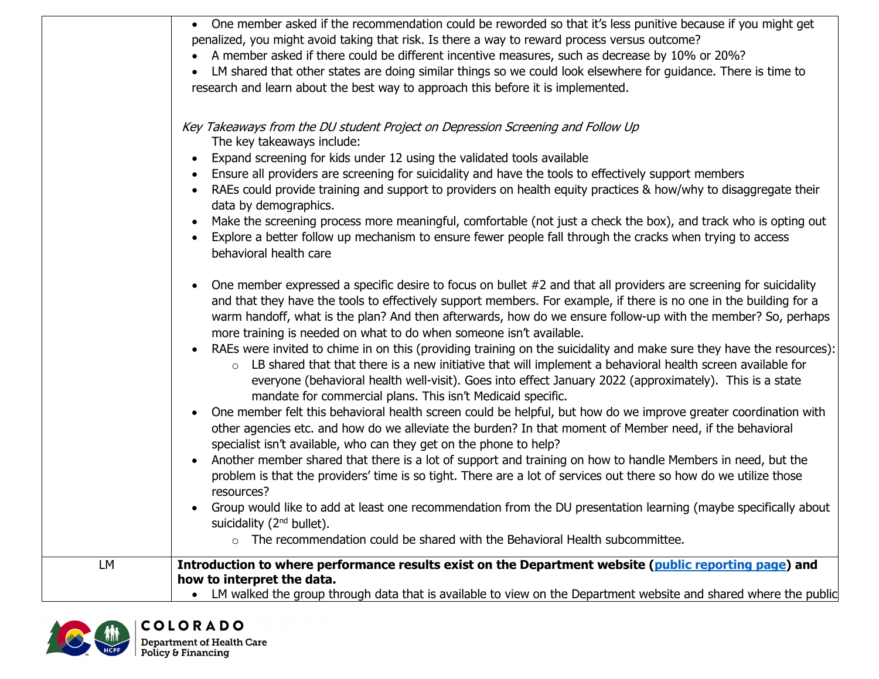| | |
|---|---|
| | • One member asked if the recommendation could be reworded so that it's less punitive because if you might get penalized, you might avoid taking that risk. Is there a way to reward process versus outcome?<br>• A member asked if there could be different incentive measures, such as decrease by 10% or 20%?<br>• LM shared that other states are doing similar things so we could look elsewhere for guidance. There is time to research and learn about the best way to approach this before it is implemented.<br><br>*Key Takeaways from the DU student Project on Depression Screening and Follow Up*<br>The key takeaways include:<br>• Expand screening for kids under 12 using the validated tools available<br>• Ensure all providers are screening for suicidality and have the tools to effectively support members<br>• RAEs could provide training and support to providers on health equity practices & how/why to disaggregate their data by demographics.<br>• Make the screening process more meaningful, comfortable (not just a check the box), and track who is opting out<br>• Explore a better follow up mechanism to ensure fewer people fall through the cracks when trying to access behavioral health care<br><br>• One member expressed a specific desire to focus on bullet #2 and that all providers are screening for suicidality and that they have the tools to effectively support members. For example, if there is no one in the building for a warm handoff, what is the plan? And then afterwards, how do we ensure follow-up with the member? So, perhaps more training is needed on what to do when someone isn't available.<br>• RAEs were invited to chime in on this (providing training on the suicidality and make sure they have the resources):<br>&nbsp;&nbsp;&nbsp;&nbsp;○ LB shared that that there is a new initiative that will implement a behavioral health screen available for everyone (behavioral health well-visit). Goes into effect January 2022 (approximately). This is a state mandate for commercial plans. This isn't Medicaid specific.<br>• One member felt this behavioral health screen could be helpful, but how do we improve greater coordination with other agencies etc. and how do we alleviate the burden? In that moment of Member need, if the behavioral specialist isn't available, who can they get on the phone to help?<br>• Another member shared that there is a lot of support and training on how to handle Members in need, but the problem is that the providers' time is so tight. There are a lot of services out there so how do we utilize those resources?<br>• Group would like to add at least one recommendation from the DU presentation learning (maybe specifically about suicidality (2nd bullet).<br>&nbsp;&nbsp;&nbsp;&nbsp;○ The recommendation could be shared with the Behavioral Health subcommittee. |
| LM | **Introduction to where performance results exist on the Department website ([public reporting page]()) and how to interpret the data.**<br>• LM walked the group through data that is available to view on the Department website and shared where the public |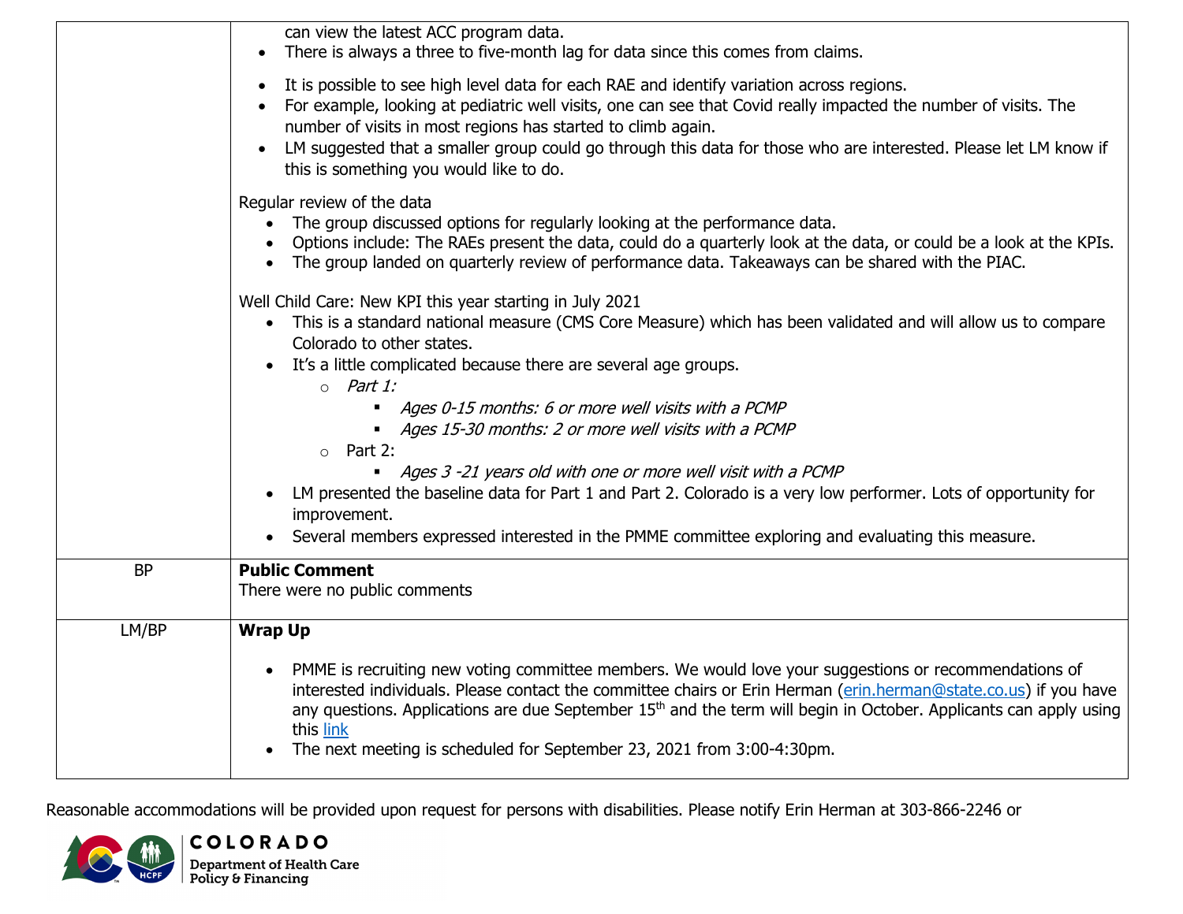| | |
|---|---|
| | can view the latest ACC program data.<br>• There is always a three to five-month lag for data since this comes from claims.<br>• It is possible to see high level data for each RAE and identify variation across regions.<br>• For example, looking at pediatric well visits, one can see that Covid really impacted the number of visits. The number of visits in most regions has started to climb again.<br>• LM suggested that a smaller group could go through this data for those who are interested. Please let LM know if this is something you would like to do.<br><br>Regular review of the data<br>• The group discussed options for regularly looking at the performance data.<br>• Options include: The RAEs present the data, could do a quarterly look at the data, or could be a look at the KPIs.<br>• The group landed on quarterly review of performance data. Takeaways can be shared with the PIAC.<br><br>Well Child Care: New KPI this year starting in July 2021<br>• This is a standard national measure (CMS Core Measure) which has been validated and will allow us to compare Colorado to other states.<br>• It's a little complicated because there are several age groups.<br>&nbsp;&nbsp;○ *Part 1:*<br>&nbsp;&nbsp;&nbsp;&nbsp;▪ *Ages 0-15 months: 6 or more well visits with a PCMP*<br>&nbsp;&nbsp;&nbsp;&nbsp;▪ *Ages 15-30 months: 2 or more well visits with a PCMP*<br>&nbsp;&nbsp;○ Part 2:<br>&nbsp;&nbsp;&nbsp;&nbsp;▪ *Ages 3 -21 years old with one or more well visit with a PCMP*<br>• LM presented the baseline data for Part 1 and Part 2. Colorado is a very low performer. Lots of opportunity for improvement.<br>• Several members expressed interested in the PMME committee exploring and evaluating this measure. |
| BP | **Public Comment**<br>There were no public comments |
| LM/BP | **Wrap Up**<br>• PMME is recruiting new voting committee members. We would love your suggestions or recommendations of interested individuals. Please contact the committee chairs or Erin Herman (erin.herman@state.co.us) if you have any questions. Applications are due September 15th and the term will begin in October. Applicants can apply using this [link]<br>• The next meeting is scheduled for September 23, 2021 from 3:00-4:30pm. |

Reasonable accommodations will be provided upon request for persons with disabilities. Please notify Erin Herman at 303-866-2246 or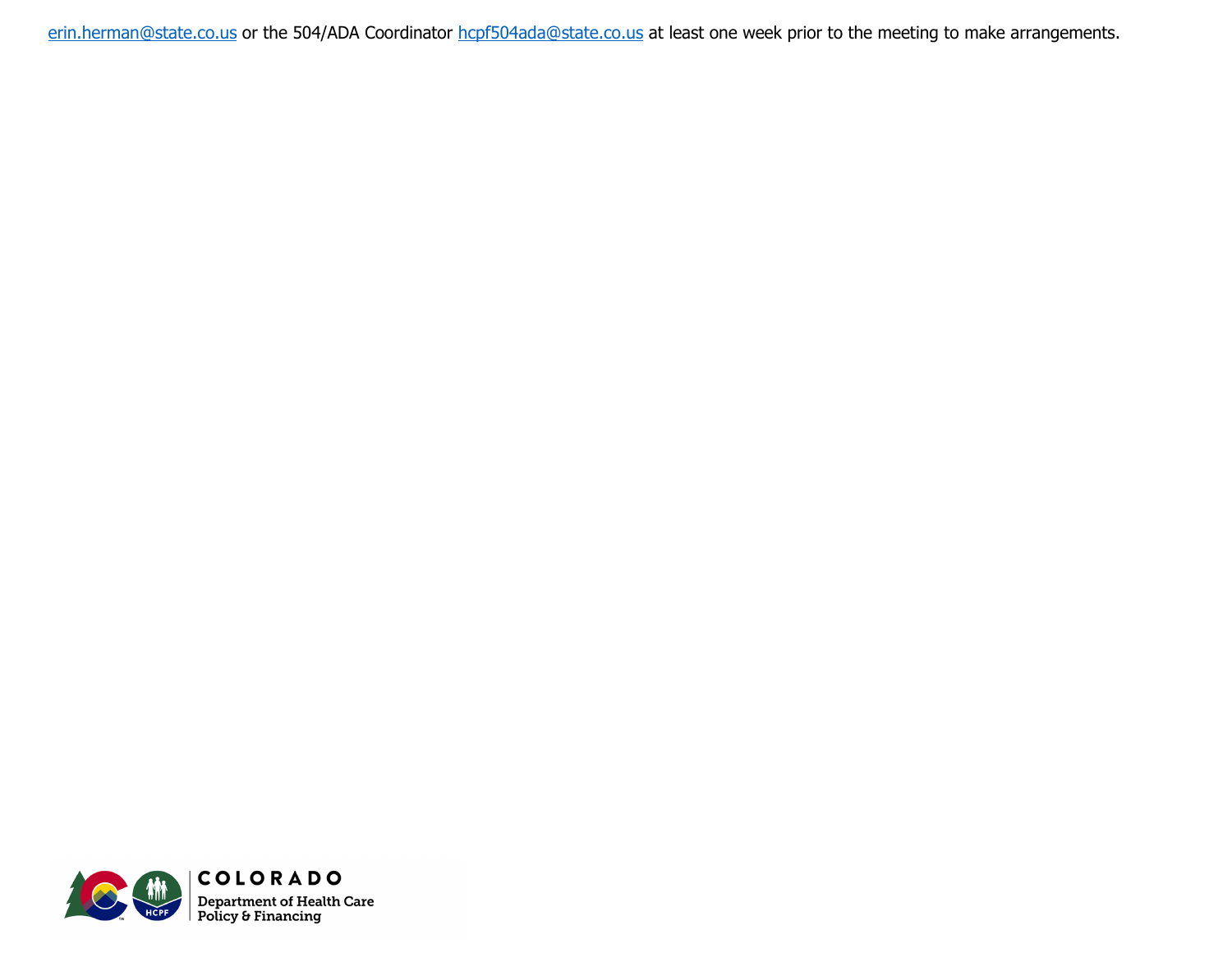erin.herman@state.co.us or the 504/ADA Coordinator hcpf504ada@state.co.us at least one week prior to the meeting to make arrangements.